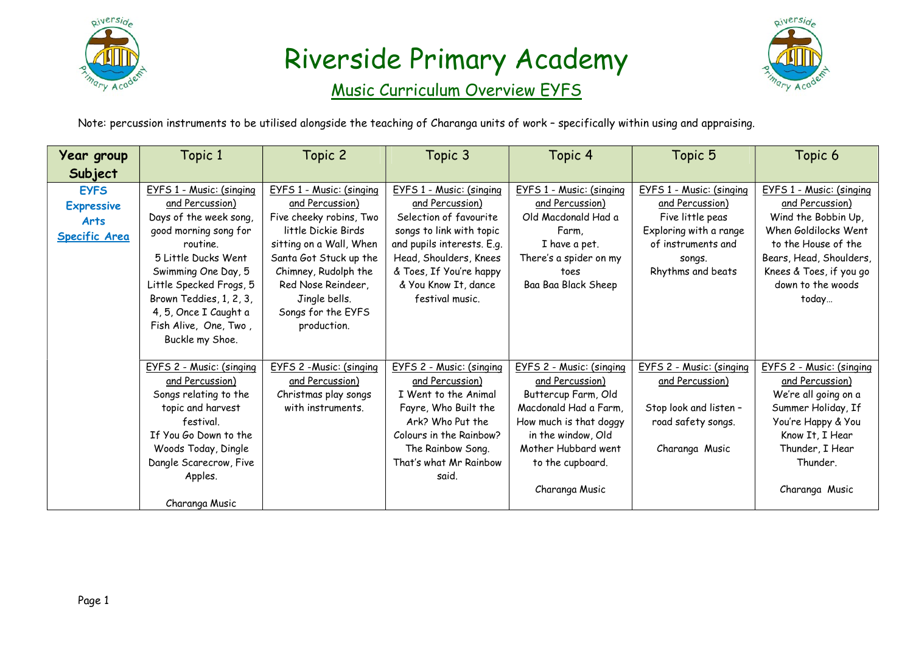# Riverside Primary Academy

## Music Curriculum Overview EYFS

Note: percussion instruments to be utilised alongside the teaching of Charanga units of work – specifically within using and appraising.

| Year group Subject | Topic 1 | Topic 2 | Topic 3 | Topic 4 | Topic 5 | Topic 6 |
|---|---|---|---|---|---|---|
| **EYFS Expressive Arts Specific Area** | EYFS 1 - Music: (singing and Percussion) Days of the week song, good morning song for routine. 5 Little Ducks Went Swimming One Day, 5 Little Specked Frogs, 5 Brown Teddies, 1, 2, 3, 4, 5, Once I Caught a Fish Alive, One, Two , Buckle my Shoe. | EYFS 1 - Music: (singing and Percussion) Five cheeky robins, Two little Dickie Birds sitting on a Wall, When Santa Got Stuck up the Chimney, Rudolph the Red Nose Reindeer, Jingle bells. Songs for the EYFS production. | EYFS 1 - Music: (singing and Percussion) Selection of favourite songs to link with topic and pupils interests. E.g. Head, Shoulders, Knees & Toes, If You're happy & You Know It, dance festival music. | EYFS 1 - Music: (singing and Percussion) Old Macdonald Had a Farm, I have a pet. There's a spider on my toes Baa Baa Black Sheep | EYFS 1 - Music: (singing and Percussion) Five little peas Exploring with a range of instruments and songs. Rhythms and beats | EYFS 1 - Music: (singing and Percussion) Wind the Bobbin Up, When Goldilocks Went to the House of the Bears, Head, Shoulders, Knees & Toes, if you go down to the woods today… |
| | EYFS 2 - Music: (singing and Percussion) Songs relating to the topic and harvest festival. If You Go Down to the Woods Today, Dingle Dangle Scarecrow, Five Apples. Charanga Music | EYFS 2 -Music: (singing and Percussion) Christmas play songs with instruments. | EYFS 2 - Music: (singing and Percussion) I Went to the Animal Fayre, Who Built the Ark? Who Put the Colours in the Rainbow? The Rainbow Song. That's what Mr Rainbow said. | EYFS 2 - Music: (singing and Percussion) Buttercup Farm, Old Macdonald Had a Farm, How much is that doggy in the window, Old Mother Hubbard went to the cupboard. Charanga Music | EYFS 2 - Music: (singing and Percussion) Stop look and listen – road safety songs. Charanga Music | EYFS 2 - Music: (singing and Percussion) We're all going on a Summer Holiday, If You're Happy & You Know It, I Hear Thunder, I Hear Thunder. Charanga Music |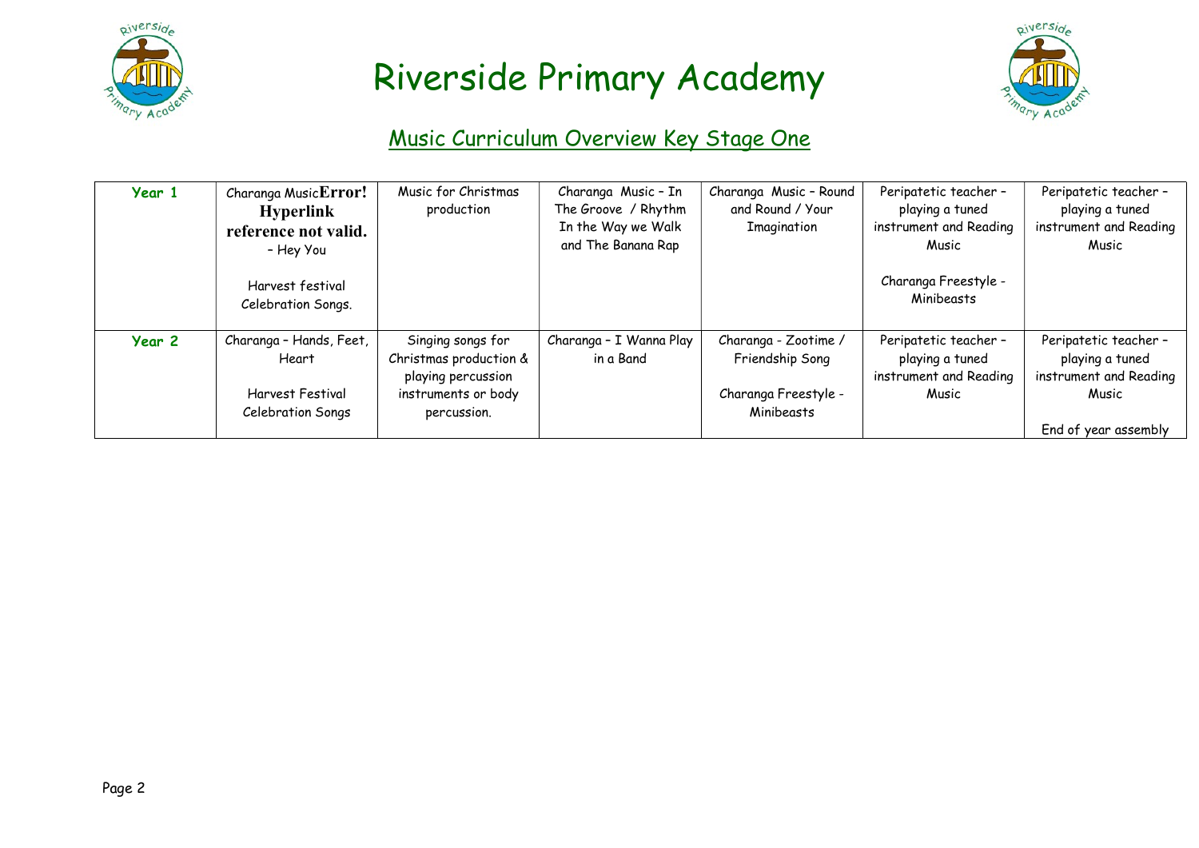# Riverside Primary Academy

## Music Curriculum Overview Key Stage One

| Year 1 | Charanga MusicError! Hyperlink reference not valid. – Hey You<br><br>Harvest festival Celebration Songs. | Music for Christmas production | Charanga Music – In The Groove / Rhythm In the Way we Walk and The Banana Rap | Charanga Music – Round and Round / Your Imagination | Peripatetic teacher – playing a tuned instrument and Reading Music<br><br>Charanga Freestyle - Minibeasts | Peripatetic teacher – playing a tuned instrument and Reading Music |
|---|---|---|---|---|---|---|
| **Year 2** | Charanga – Hands, Feet, Heart<br><br>Harvest Festival Celebration Songs | Singing songs for Christmas production & playing percussion instruments or body percussion. | Charanga – I Wanna Play in a Band | Charanga - Zootime / Friendship Song<br><br>Charanga Freestyle - Minibeasts | Peripatetic teacher – playing a tuned instrument and Reading Music | Peripatetic teacher – playing a tuned instrument and Reading Music<br><br>End of year assembly |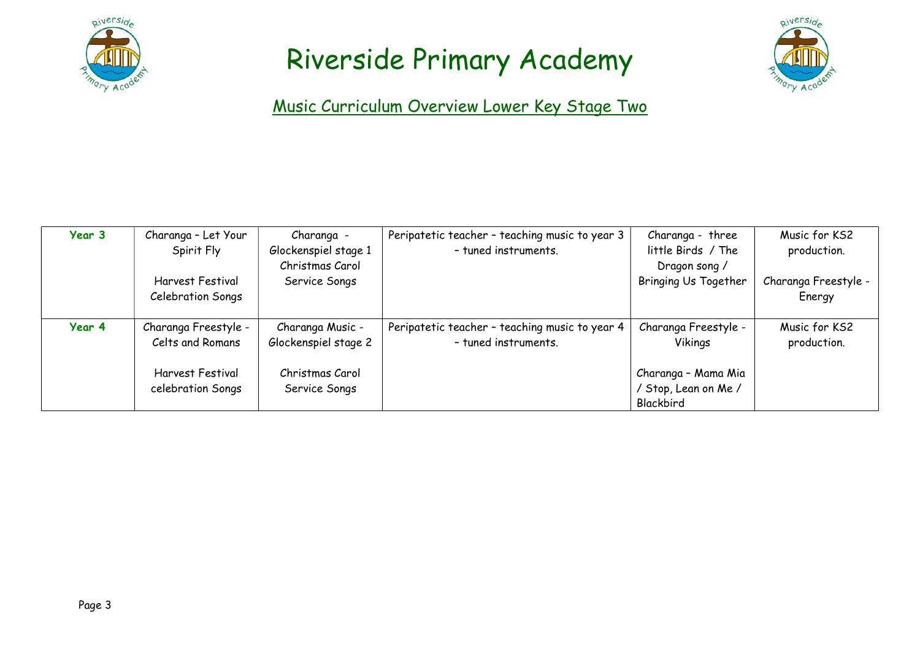# Riverside Primary Academy

## Music Curriculum Overview Lower Key Stage Two

| | | | | | |
|---|---|---|---|---|---|
| **Year 3** | Charanga – Let Your Spirit Fly<br><br>Harvest Festival Celebration Songs | Charanga - Glockenspiel stage 1 Christmas Carol Service Songs | Peripatetic teacher – teaching music to year 3 – tuned instruments. | Charanga - three little Birds / The Dragon song / Bringing Us Together | Music for KS2 production.<br><br>Charanga Freestyle - Energy |
| **Year 4** | Charanga Freestyle - Celts and Romans<br><br>Harvest Festival celebration Songs | Charanga Music - Glockenspiel stage 2<br><br>Christmas Carol Service Songs | Peripatetic teacher – teaching music to year 4 – tuned instruments. | Charanga Freestyle - Vikings<br><br>Charanga – Mama Mia / Stop, Lean on Me / Blackbird | Music for KS2 production. |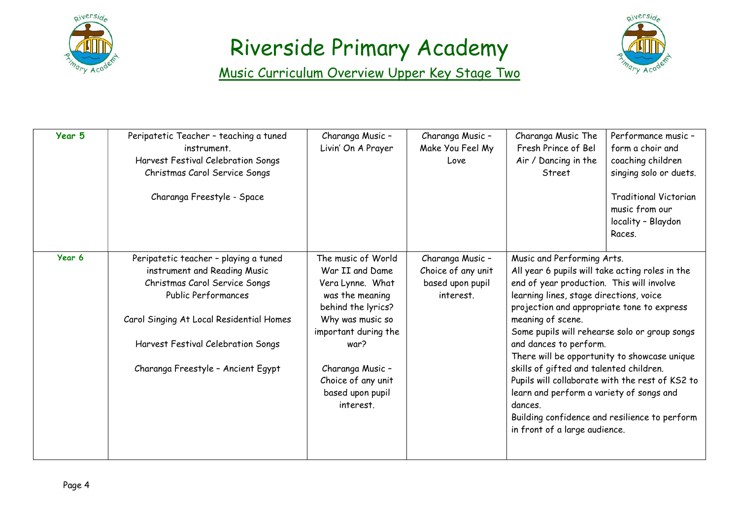# Riverside Primary Academy

## Music Curriculum Overview Upper Key Stage Two

| | | | | | |
|---|---|---|---|---|---|
| **Year 5** | Peripatetic Teacher – teaching a tuned instrument.<br>Harvest Festival Celebration Songs<br>Christmas Carol Service Songs<br><br>Charanga Freestyle - Space | Charanga Music – Livin' On A Prayer | Charanga Music – Make You Feel My Love | Charanga Music The Fresh Prince of Bel Air / Dancing in the Street | Performance music – form a choir and coaching children singing solo or duets.<br><br>Traditional Victorian music from our locality – Blaydon Races. |
| **Year 6** | Peripatetic teacher – playing a tuned instrument and Reading Music<br>Christmas Carol Service Songs<br>Public Performances<br><br>Carol Singing At Local Residential Homes<br><br>Harvest Festival Celebration Songs<br><br>Charanga Freestyle – Ancient Egypt | The music of World War II and Dame Vera Lynne. What was the meaning behind the lyrics? Why was music so important during the war?<br><br>Charanga Music – Choice of any unit based upon pupil interest. | Charanga Music – Choice of any unit based upon pupil interest. | Music and Performing Arts.<br>All year 6 pupils will take acting roles in the end of year production. This will involve learning lines, stage directions, voice projection and appropriate tone to express meaning of scene.<br>Some pupils will rehearse solo or group songs and dances to perform.<br>There will be opportunity to showcase unique skills of gifted and talented children.<br>Pupils will collaborate with the rest of KS2 to learn and perform a variety of songs and dances.<br>Building confidence and resilience to perform in front of a large audience. | |